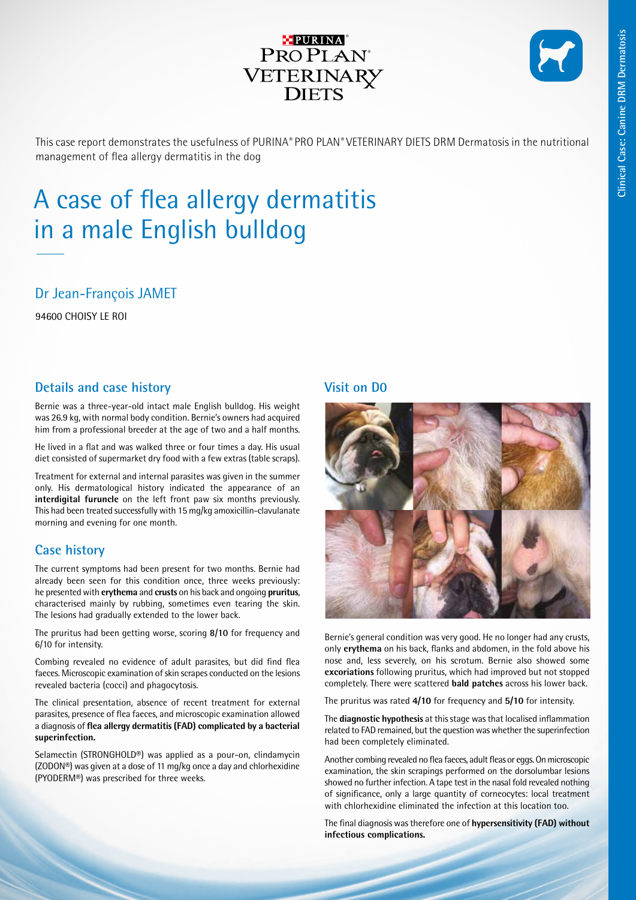This case report demonstrates the usefulness of PURINA® PRO PLAN® VETERINARY DIETS DRM Dermatosis in the nutritional management of flea allergy dermatitis in the dog

# A case of flea allergy dermatitis in a male English bulldog

## Dr Jean-François JAMET

94600 CHOISY LE ROI

## Details and case history

Bernie was a three-year-old intact male English bulldog. His weight was 26.9 kg, with normal body condition. Bernie's owners had acquired him from a professional breeder at the age of two and a half months.

He lived in a flat and was walked three or four times a day. His usual diet consisted of supermarket dry food with a few extras (table scraps).

Treatment for external and internal parasites was given in the summer only. His dermatological history indicated the appearance of an **interdigital furuncle** on the left front paw six months previously. This had been treated successfully with 15 mg/kg amoxicillin-clavulanate morning and evening for one month.

## Case history

The current symptoms had been present for two months. Bernie had already been seen for this condition once, three weeks previously: he presented with **erythema** and **crusts** on his back and ongoing **pruritus**, characterised mainly by rubbing, sometimes even tearing the skin. The lesions had gradually extended to the lower back.

The pruritus had been getting worse, scoring **8/10** for frequency and 6/10 for intensity.

Combing revealed no evidence of adult parasites, but did find flea faeces. Microscopic examination of skin scrapes conducted on the lesions revealed bacteria (cocci) and phagocytosis.

The clinical presentation, absence of recent treatment for external parasites, presence of flea faeces, and microscopic examination allowed a diagnosis of **flea allergy dermatitis (FAD) complicated by a bacterial superinfection.**

Selamectin (STRONGHOLD®) was applied as a pour-on, clindamycin (ZODON®) was given at a dose of 11 mg/kg once a day and chlorhexidine (PYODERM®) was prescribed for three weeks.

## Visit on D0

Bernie's general condition was very good. He no longer had any crusts, only **erythema** on his back, flanks and abdomen, in the fold above his nose and, less severely, on his scrotum. Bernie also showed some **excoriations** following pruritus, which had improved but not stopped completely. There were scattered **bald patches** across his lower back.

The pruritus was rated **4/10** for frequency and **5/10** for intensity.

The **diagnostic hypothesis** at this stage was that localised inflammation related to FAD remained, but the question was whether the superinfection had been completely eliminated.

Another combing revealed no flea faeces, adult fleas or eggs. On microscopic examination, the skin scrapings performed on the dorsolumbar lesions showed no further infection. A tape test in the nasal fold revealed nothing of significance, only a large quantity of corneocytes: local treatment with chlorhexidine eliminated the infection at this location too.

The final diagnosis was therefore one of **hypersensitivity (FAD) without infectious complications.**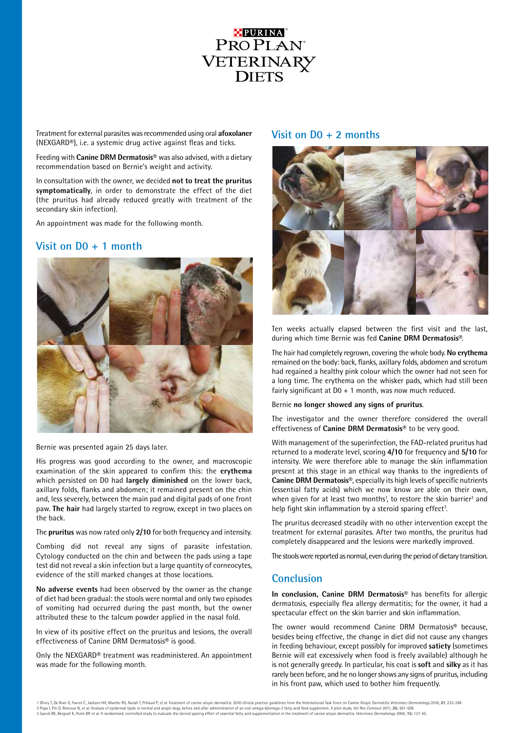Treatment for external parasites was recommended using oral **afoxolaner** (NEXGARD®), i.e. a systemic drug active against fleas and ticks.

Feeding with **Canine DRM Dermatosis**® was also advised, with a dietary recommendation based on Bernie's weight and activity.

In consultation with the owner, we decided **not to treat the pruritus symptomatically**, in order to demonstrate the effect of the diet (the pruritus had already reduced greatly with treatment of the secondary skin infection).

An appointment was made for the following month.

## Visit on D0 + 1 month

Bernie was presented again 25 days later.

His progress was good according to the owner, and macroscopic examination of the skin appeared to confirm this: the **erythema** which persisted on D0 had **largely diminished** on the lower back, axillary folds, flanks and abdomen; it remained present on the chin and, less severely, between the main pad and digital pads of one front paw. **The hair** had largely started to regrow, except in two places on the back.

The **pruritus** was now rated only **2/10** for both frequency and intensity.

Combing did not reveal any signs of parasite infestation. Cytology conducted on the chin and between the pads using a tape test did not reveal a skin infection but a large quantity of corneocytes, evidence of the still marked changes at those locations.

**No adverse events** had been observed by the owner as the change of diet had been gradual: the stools were normal and only two episodes of vomiting had occurred during the past month, but the owner attributed these to the talcum powder applied in the nasal fold.

In view of its positive effect on the pruritus and lesions, the overall effectiveness of Canine DRM Dermatosis® is good.

Only the NEXGARD® treatment was readministered. An appointment was made for the following month.

## Visit on D0 + 2 months

Ten weeks actually elapsed between the first visit and the last, during which time Bernie was fed **Canine DRM Dermatosis**®.

The hair had completely regrown, covering the whole body. **No erythema** remained on the body: back, flanks, axillary folds, abdomen and scrotum had regained a healthy pink colour which the owner had not seen for a long time. The erythema on the whisker pads, which had still been fairly significant at D0 + 1 month, was now much reduced.

Bernie **no longer showed any signs of pruritus**.

The investigator and the owner therefore considered the overall effectiveness of **Canine DRM Dermatosis**® to be very good.

With management of the superinfection, the FAD-related pruritus had returned to a moderate level, scoring **4/10** for frequency and **5/10** for intensity. We were therefore able to manage the skin inflammation present at this stage in an ethical way thanks to the ingredients of **Canine DRM Dermatosis**®, especially its high levels of specific nutrients (essential fatty acids) which we now know are able on their own, when given for at least two months[1], to restore the skin barrier[2] and help fight skin inflammation by a steroid sparing effect[3].

The pruritus decreased steadily with no other intervention except the treatment for external parasites. After two months, the pruritus had completely disappeared and the lesions were markedly improved.

The stools were reported as normal, even during the period of dietary transition.

## Conclusion

**In conclusion, Canine DRM Dermatosis**® has benefits for allergic dermatosis, especially flea allergy dermatitis; for the owner, it had a spectacular effect on the skin barrier and skin inflammation.

The owner would recommend Canine DRM Dermatosis® because, besides being effective, the change in diet did not cause any changes in feeding behaviour, except possibly for improved **satiety** (sometimes Bernie will eat excessively when food is freely available) although he is not generally greedy. In particular, his coat is **soft** and **silky** as it has rarely been before, and he no longer shows any signs of pruritus, including in his front paw, which used to bother him frequently.

1 Olivry T, De Boer D, Favrot C, Jackson HA, Mueller RS, Nutall T, Prélaud P, *et al.* Treatment of canine atopic dermatitis: 2010 clinical practice guidelines from the International Task Force on Canine Atopic Dermatitis *Veterinary Dermatology* 2010, **21**, 233-248
2 Popa I, Pin D, Remoue N, *et al.* Analysis of epidermal lipids in normal and atopic dogs, before and after administration of an oral omega-6/omega-3 fatty acid feed supplement. A pilot study. *Vet Res Commun* 2011; **35:** 501-509.
3 Saevik BK, Bergvall K, Holm BR *et al.* A randomized, controlled study to evaluate the steroid sparing effect of essential fatty acid supplementation in the treatment of canine atopic dermatitis. *Veterinary Dermatology* 2004; **15:** 137-45.